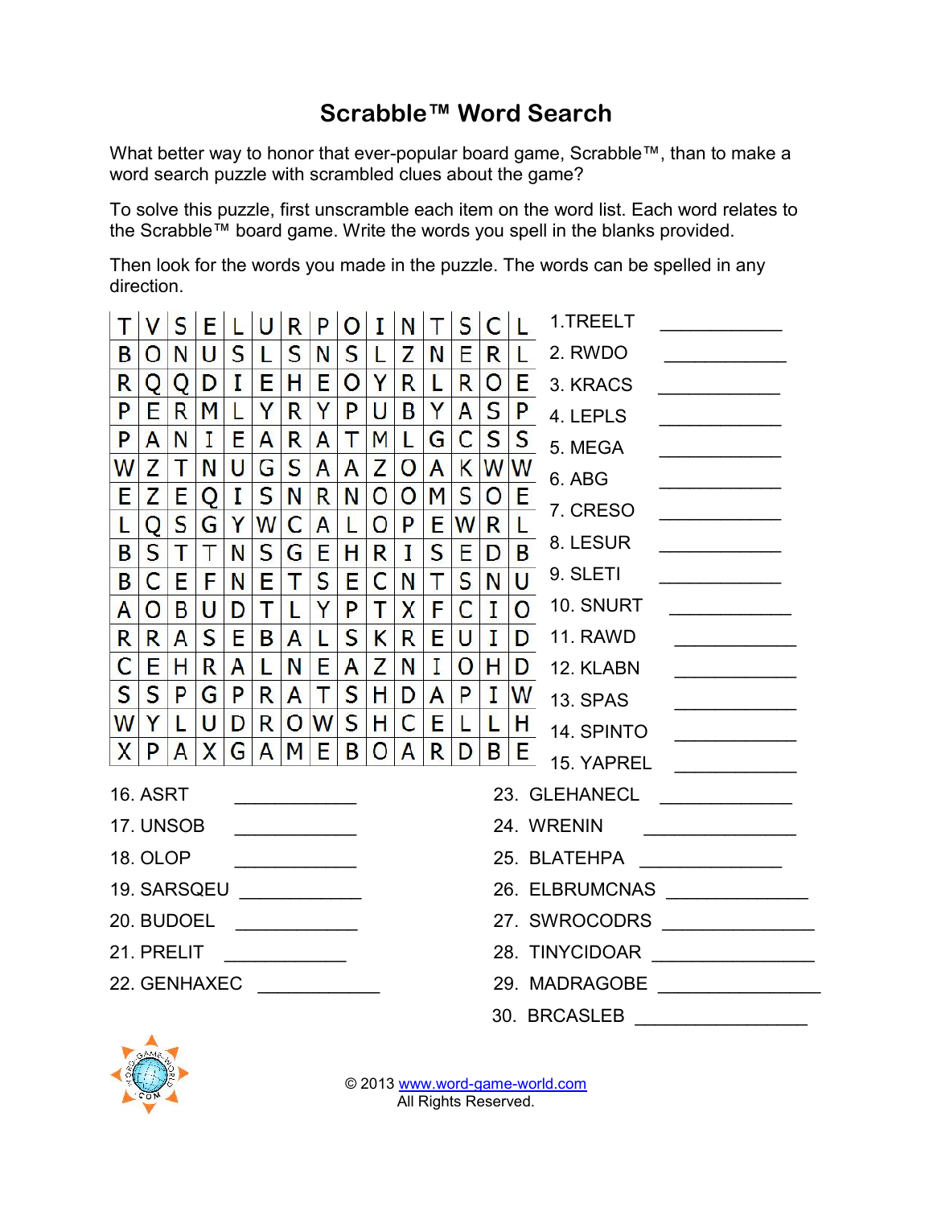# Scrabble™ Word Search

What better way to honor that ever-popular board game, Scrabble™, than to make a word search puzzle with scrambled clues about the game?

To solve this puzzle, first unscramble each item on the word list. Each word relates to the Scrabble™ board game. Write the words you spell in the blanks provided.

Then look for the words you made in the puzzle. The words can be spelled in any direction.

| | | | | | | | | | | | | | | |
|---|---|---|---|---|---|---|---|---|---|---|---|---|---|---|
| T | V | S | E | L | U | R | P | O | I | N | T | S | C | L |
| B | O | N | U | S | L | S | N | S | L | Z | N | E | R | L |
| R | Q | Q | D | I | E | H | E | O | Y | R | L | R | O | E |
| P | E | R | M | L | Y | R | Y | P | U | B | Y | A | S | P |
| P | A | N | I | E | A | R | A | T | M | L | G | C | S | S |
| W | Z | T | N | U | G | S | A | A | Z | O | A | K | W | W |
| E | Z | E | Q | I | S | N | R | N | O | O | M | S | O | E |
| L | Q | S | G | Y | W | C | A | L | O | P | E | W | R | L |
| B | S | T | T | N | S | G | E | H | R | I | S | E | D | B |
| B | C | E | F | N | E | T | S | E | C | N | T | S | N | U |
| A | O | B | U | D | T | L | Y | P | T | X | F | C | I | O |
| R | R | A | S | E | B | A | L | S | K | R | E | U | I | D |
| C | E | H | R | A | L | N | E | A | Z | N | I | O | H | D |
| S | S | P | G | P | R | A | T | S | H | D | A | P | I | W |
| W | Y | L | U | D | R | O | W | S | H | C | E | L | L | H |
| X | P | A | X | G | A | M | E | B | O | A | R | D | B | E |

1. TREELT ____________
2. RWDO ____________
3. KRACS ____________
4. LEPLS ____________
5. MEGA ____________
6. ABG ____________
7. CRESO ____________
8. LESUR ____________
9. SLETI ____________
10. SNURT ____________
11. RAWD ____________
12. KLABN ____________
13. SPAS ____________
14. SPINTO ____________
15. YAPREL ____________
16. ASRT ____________
17. UNSOB ____________
18. OLOP ____________
19. SARSQEU ____________
20. BUDOEL ____________
21. PRELIT ____________
22. GENHAXEC ____________
23. GLEHANECL ____________
24. WRENIN ____________
25. BLATEHPA ____________
26. ELBRUMCNAS ____________
27. SWROCODRS ____________
28. TINYCIDOAR ____________
29. MADRAGOBE ____________
30. BRCASLEB ____________

© 2013 www.word-game-world.com
All Rights Reserved.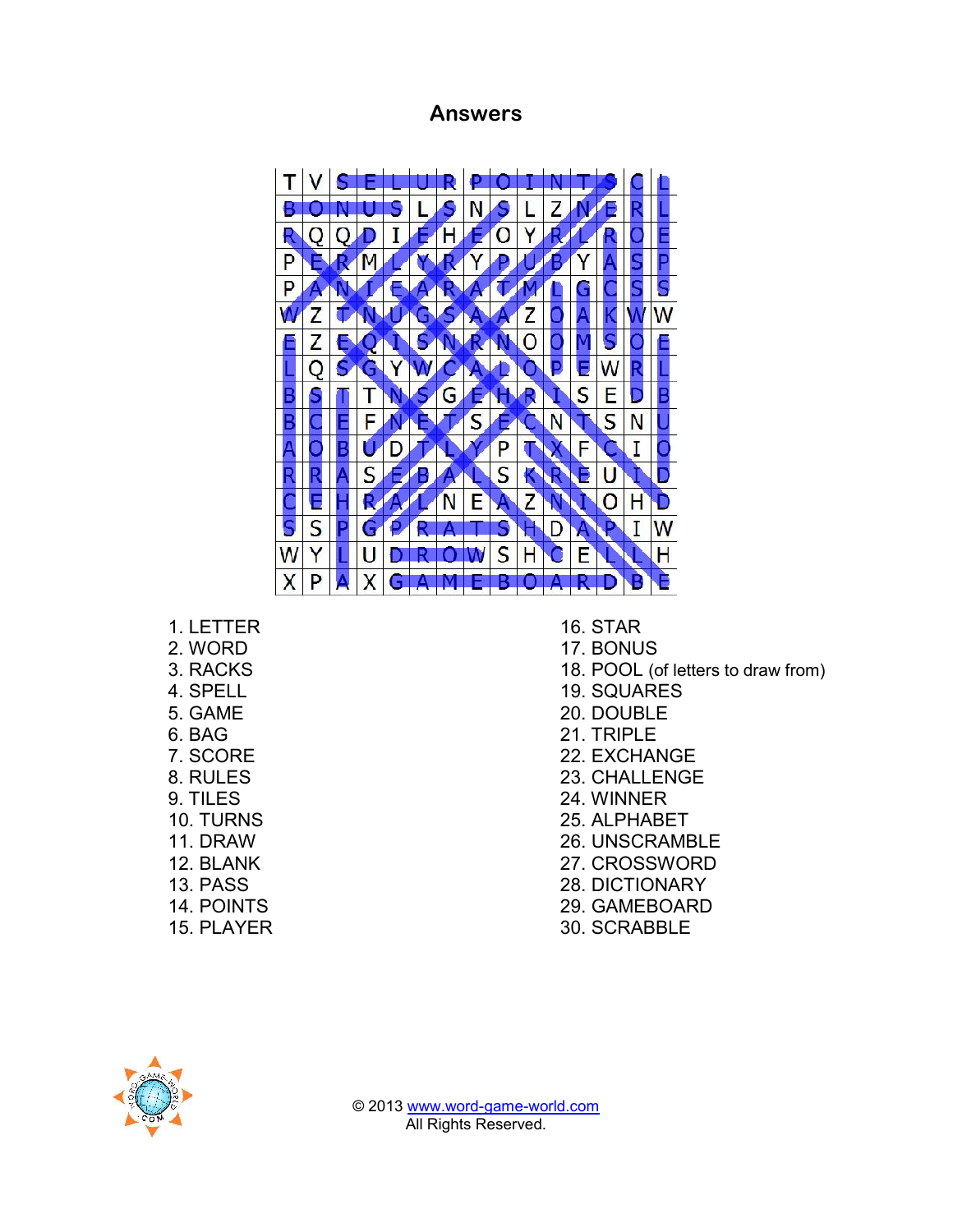# Answers

| | | | | | | | | | | | | | | |
|---|---|---|---|---|---|---|---|---|---|---|---|---|---|---|
| T | V | S | E | L | U | R | P | O | I | N | T | S | C | L |
| B | O | N | U | S | L | S | N | S | L | Z | N | E | R | L |
| R | Q | Q | D | I | E | H | E | O | Y | R | L | R | O | E |
| P | E | R | M | L | Y | R | Y | P | U | B | Y | A | S | P |
| P | A | N | I | E | A | R | A | T | M | L | G | C | S | S |
| W | Z | T | N | U | G | S | A | A | Z | O | A | K | W | W |
| E | Z | E | Q | I | S | N | R | N | O | O | M | S | O | E |
| L | Q | S | G | Y | W | C | A | L | O | P | E | W | R | L |
| B | S | T | T | N | S | G | E | H | R | I | S | E | D | B |
| B | C | E | F | N | E | T | S | E | C | N | T | S | N | U |
| A | O | B | U | D | T | L | Y | P | T | X | F | C | I | O |
| R | R | A | S | E | B | A | L | S | K | R | E | U | I | D |
| C | E | H | R | A | L | N | E | A | Z | N | I | O | H | D |
| S | S | P | G | P | R | A | T | S | H | D | A | P | I | W |
| W | Y | L | U | D | R | O | W | S | H | C | E | L | L | H |
| X | P | A | X | G | A | M | E | B | O | A | R | D | B | E |

1. LETTER
2. WORD
3. RACKS
4. SPELL
5. GAME
6. BAG
7. SCORE
8. RULES
9. TILES
10. TURNS
11. DRAW
12. BLANK
13. PASS
14. POINTS
15. PLAYER
16. STAR
17. BONUS
18. POOL (of letters to draw from)
19. SQUARES
20. DOUBLE
21. TRIPLE
22. EXCHANGE
23. CHALLENGE
24. WINNER
25. ALPHABET
26. UNSCRAMBLE
27. CROSSWORD
28. DICTIONARY
29. GAMEBOARD
30. SCRABBLE

© 2013 www.word-game-world.com
All Rights Reserved.